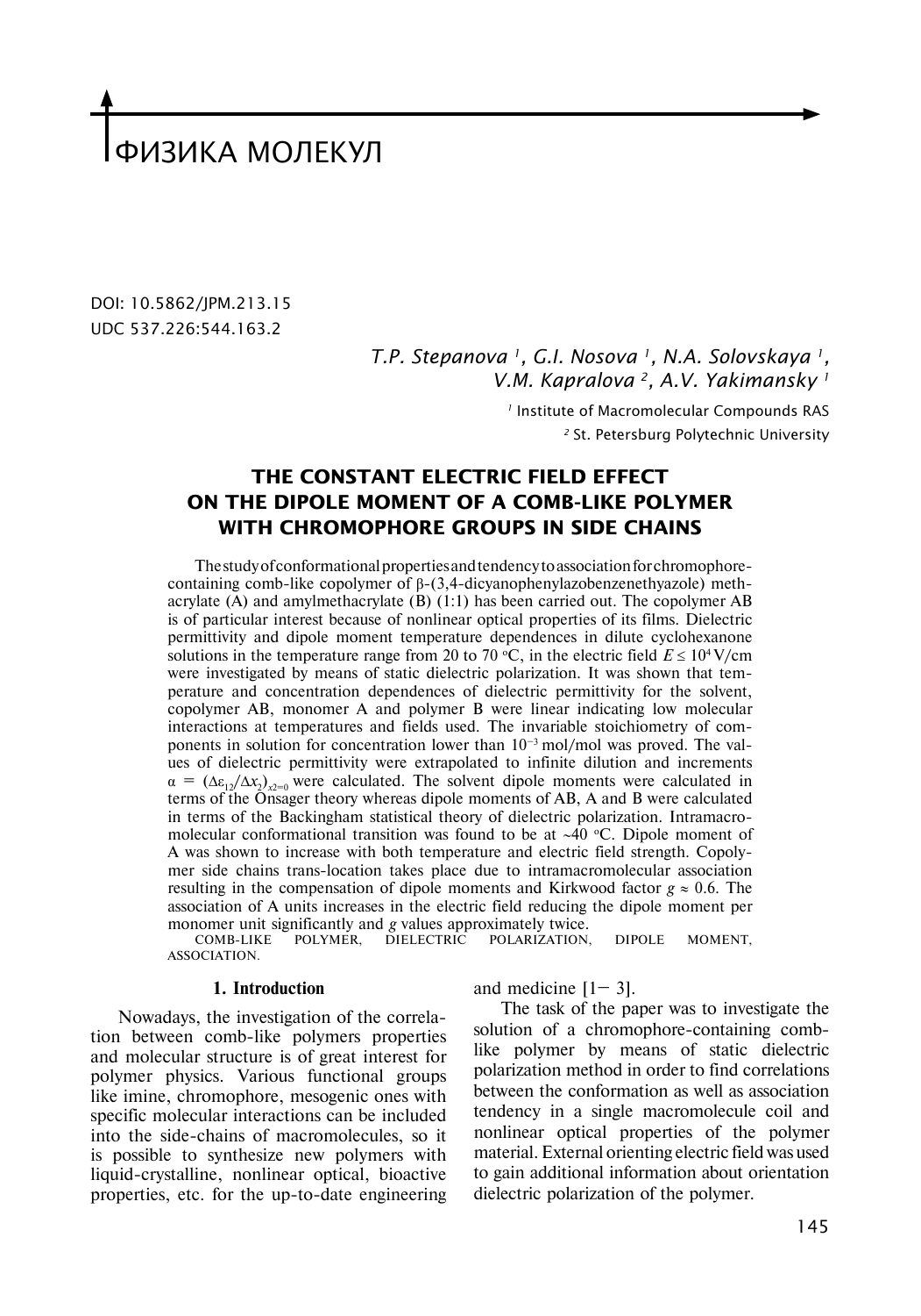# ФИЗИКА МОЛЕКУЛ

DOI: 10.5862/JPM.213.15
UDC 537.226:544.163.2

*T.P. Stepanova [1], G.I. Nosova [1], N.A. Solovskaya [1], V.M. Kapralova [2], A.V. Yakimansky [1]*

[1] Institute of Macromolecular Compounds RAS
[2] St. Petersburg Polytechnic University

## THE CONSTANT ELECTRIC FIELD EFFECT ON THE DIPOLE MOMENT OF A COMB-LIKE POLYMER WITH CHROMOPHORE GROUPS IN SIDE CHAINS

The study of conformational properties and tendency to association for chromophore-containing comb-like copolymer of β-(3,4-dicyanophenylazobenzenethyazole) methacrylate (A) and amylmethacrylate (B) (1:1) has been carried out. The copolymer AB is of particular interest because of nonlinear optical properties of its films. Dielectric permittivity and dipole moment temperature dependences in dilute cyclohexanone solutions in the temperature range from 20 to 70 °C, in the electric field $E \le 10^4$ V/cm were investigated by means of static dielectric polarization. It was shown that temperature and concentration dependences of dielectric permittivity for the solvent, copolymer AB, monomer A and polymer B were linear indicating low molecular interactions at temperatures and fields used. The invariable stoichiometry of components in solution for concentration lower than $10^{-3}$ mol/mol was proved. The values of dielectric permittivity were extrapolated to infinite dilution and increments $\alpha = (\Delta\varepsilon_{12}/\Delta x_2)_{x2=0}$ were calculated. The solvent dipole moments were calculated in terms of the Onsager theory whereas dipole moments of AB, A and B were calculated in terms of the Backingham statistical theory of dielectric polarization. Intramacromolecular conformational transition was found to be at ~40 °C. Dipole moment of A was shown to increase with both temperature and electric field strength. Copolymer side chains trans-location takes place due to intramacromolecular association resulting in the compensation of dipole moments and Kirkwood factor $g \approx 0.6$. The association of A units increases in the electric field reducing the dipole moment per monomer unit significantly and $g$ values approximately twice.

COMB-LIKE POLYMER, DIELECTRIC POLARIZATION, DIPOLE MOMENT, ASSOCIATION.

### 1. Introduction

Nowadays, the investigation of the correlation between comb-like polymers properties and molecular structure is of great interest for polymer physics. Various functional groups like imine, chromophore, mesogenic ones with specific molecular interactions can be included into the side-chains of macromolecules, so it is possible to synthesize new polymers with liquid-crystalline, nonlinear optical, bioactive properties, etc. for the up-to-date engineering and medicine [1– 3].

The task of the paper was to investigate the solution of a chromophore-containing comb-like polymer by means of static dielectric polarization method in order to find correlations between the conformation as well as association tendency in a single macromolecule coil and nonlinear optical properties of the polymer material. External orienting electric field was used to gain additional information about orientation dielectric polarization of the polymer.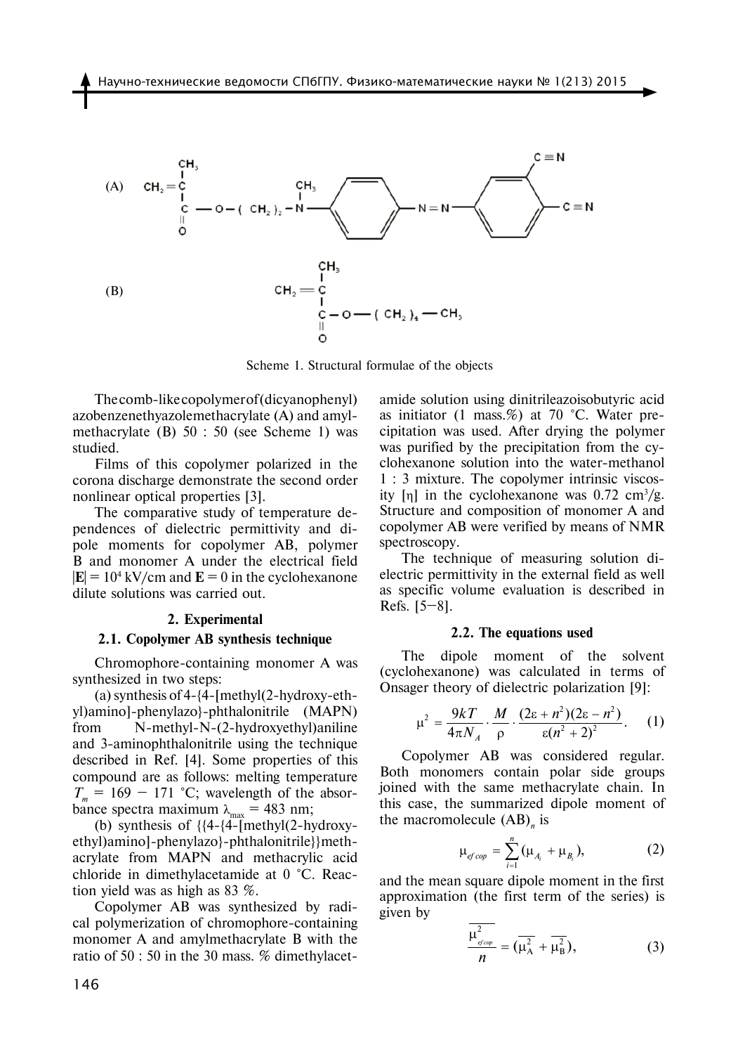(A)

(B)

Scheme 1. Structural formulae of the objects

The comb-like copolymer of (dicyanophenyl) azobenzenethyazolemethacrylate (A) and amylmethacrylate (B) 50 : 50 (see Scheme 1) was studied.

Films of this copolymer polarized in the corona discharge demonstrate the second order nonlinear optical properties [3].

The comparative study of temperature dependences of dielectric permittivity and dipole moments for copolymer AB, polymer B and monomer A under the electrical field $|\mathbf{E}| = 10^4$ kV/cm and $\mathbf{E} = 0$ in the cyclohexanone dilute solutions was carried out.

## 2. Experimental

### 2.1. Copolymer AB synthesis technique

Chromophore-containing monomer A was synthesized in two steps:

(a) synthesis of 4-{4-[methyl(2-hydroxy-ethyl)amino]-phenylazo}-phthalonitrile (MAPN) from N-methyl-N-(2-hydroxyethyl)aniline and 3-aminophthalonitrile using the technique described in Ref. [4]. Some properties of this compound are as follows: melting temperature $T_m = 169 - 171$ °C; wavelength of the absorbance spectra maximum $\lambda_{max} = 483$ nm;

(b) synthesis of {{4-{4-[methyl(2-hydroxy-ethyl)amino]-phenylazo}-phthalonitrile}}methacrylate from MAPN and methacrylic acid chloride in dimethylacetamide at 0 °C. Reaction yield was as high as 83 %.

Copolymer AB was synthesized by radical polymerization of chromophore-containing monomer A and amylmethacrylate B with the ratio of 50 : 50 in the 30 mass. % dimethylacetamide solution using dinitrileazoisobutyric acid as initiator (1 mass.%) at 70 °C. Water precipitation was used. After drying the polymer was purified by the precipitation from the cyclohexanone solution into the water-methanol 1 : 3 mixture. The copolymer intrinsic viscosity [η] in the cyclohexanone was 0.72 $cm^3/g$. Structure and composition of monomer A and copolymer AB were verified by means of NMR spectroscopy.

The technique of measuring solution dielectric permittivity in the external field as well as specific volume evaluation is described in Refs. [5–8].

### 2.2. The equations used

The dipole moment of the solvent (cyclohexanone) was calculated in terms of Onsager theory of dielectric polarization [9]:

$$\mu^2 = \frac{9kT}{4\pi N_A} \cdot \frac{M}{\rho} \cdot \frac{(2\varepsilon + n^2)(2\varepsilon - n^2)}{\varepsilon(n^2 + 2)^2}. \quad (1)$$

Copolymer AB was considered regular. Both monomers contain polar side groups joined with the same methacrylate chain. In this case, the summarized dipole moment of the macromolecule $(AB)_n$ is

$$\mu_{ef\,cop} = \sum_{i=1}^{n} (\mu_{A_i} + \mu_{B_i}), \quad (2)$$

and the mean square dipole moment in the first approximation (the first term of the series) is given by

$$\frac{\overline{\mu^2_{ef\,cop}}}{n} = (\overline{\mu^2_A} + \overline{\mu^2_B}), \quad (3)$$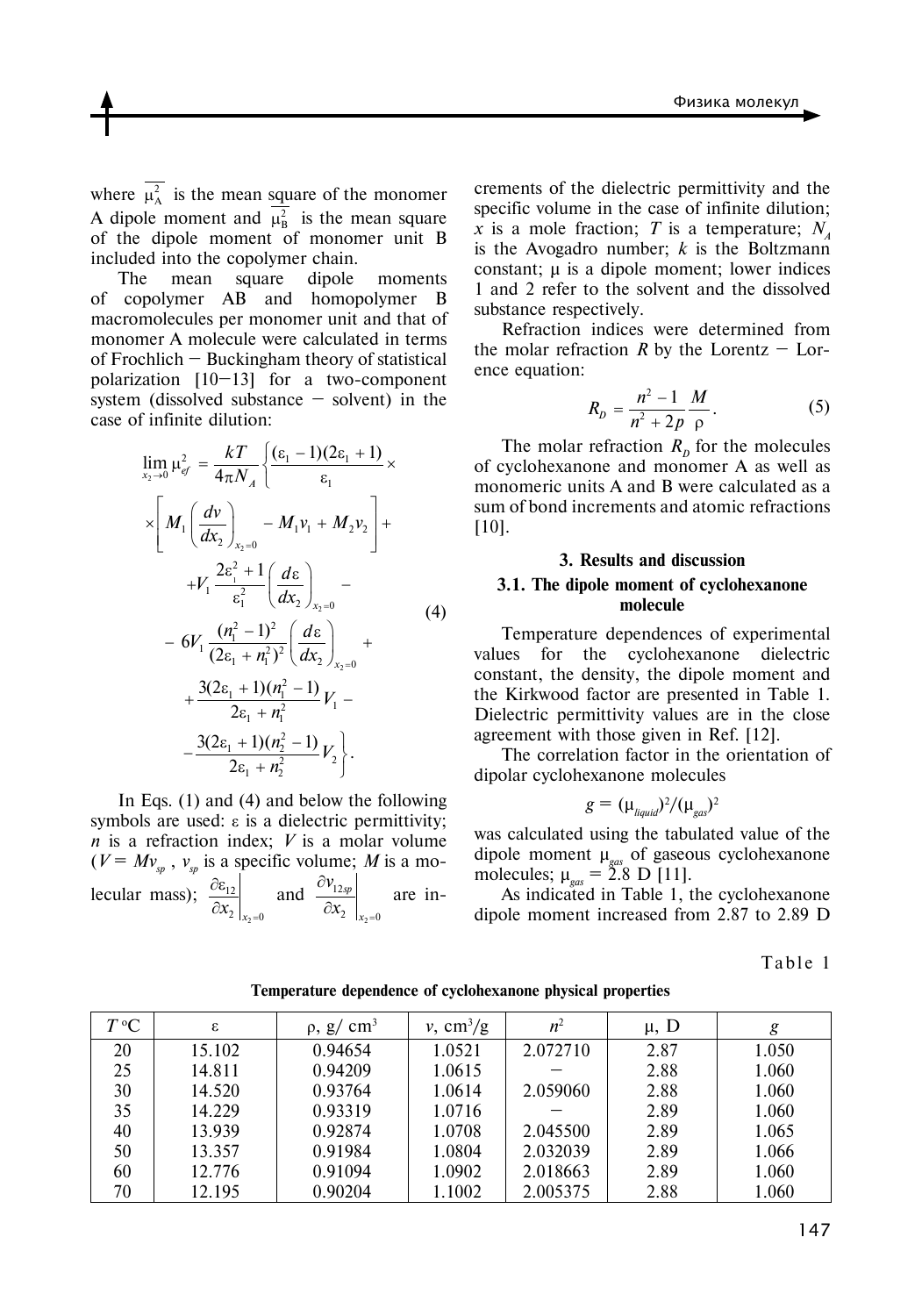where $\overline{\mu_A^2}$ is the mean square of the monomer A dipole moment and $\overline{\mu_B^2}$ is the mean square of the dipole moment of monomer unit B included into the copolymer chain.

The mean square dipole moments of copolymer AB and homopolymer B macromolecules per monomer unit and that of monomer A molecule were calculated in terms of Frochlich – Buckingham theory of statistical polarization [10–13] for a two-component system (dissolved substance – solvent) in the case of infinite dilution:

$$
\begin{aligned}
\lim_{x_2 \to 0} \mu_{ef}^2 = \frac{kT}{4\pi N_A} \Bigg\{ & \frac{(\varepsilon_1 - 1)(2\varepsilon_1 + 1)}{\varepsilon_1} \times \\
& \times \left[ M_1 \left( \frac{dv}{dx_2} \right)_{x_2=0} - M_1 v_1 + M_2 v_2 \right] + \\
& + V_1 \frac{2\varepsilon_1^2 + 1}{\varepsilon_1^2} \left( \frac{d\varepsilon}{dx_2} \right)_{x_2=0} - \\
& - 6V_1 \frac{(n_1^2 - 1)^2}{(2\varepsilon_1 + n_1^2)^2} \left( \frac{d\varepsilon}{dx_2} \right)_{x_2=0} + \\
& + \frac{3(2\varepsilon_1 + 1)(n_1^2 - 1)}{2\varepsilon_1 + n_1^2} V_1 - \\
& - \frac{3(2\varepsilon_1 + 1)(n_2^2 - 1)}{2\varepsilon_1 + n_2^2} V_2 \Bigg\}.
\end{aligned} \tag{4}
$$

In Eqs. (1) and (4) and below the following symbols are used: $\varepsilon$ is a dielectric permittivity; $n$ is a refraction index; $V$ is a molar volume ($V = Mv_{sp}$, $v_{sp}$ is a specific volume; $M$ is a molecular mass); $\left.\frac{\partial \varepsilon_{12}}{\partial x_2}\right|_{x_2=0}$ and $\left.\frac{\partial v_{12sp}}{\partial x_2}\right|_{x_2=0}$ are increments of the dielectric permittivity and the specific volume in the case of infinite dilution; $x$ is a mole fraction; $T$ is a temperature; $N_A$ is the Avogadro number; $k$ is the Boltzmann constant; $\mu$ is a dipole moment; lower indices 1 and 2 refer to the solvent and the dissolved substance respectively.

Refraction indices were determined from the molar refraction $R$ by the Lorentz – Lorence equation:

$$
R_D = \frac{n^2 - 1}{n^2 + 2p} \frac{M}{\rho}. \tag{5}
$$

The molar refraction $R_D$ for the molecules of cyclohexanone and monomer A as well as monomeric units A and B were calculated as a sum of bond increments and atomic refractions [10].

## 3. Results and discussion

### 3.1. The dipole moment of cyclohexanone molecule

Temperature dependences of experimental values for the cyclohexanone dielectric constant, the density, the dipole moment and the Kirkwood factor are presented in Table 1. Dielectric permittivity values are in the close agreement with those given in Ref. [12].

The correlation factor in the orientation of dipolar cyclohexanone molecules

$$
g = (\mu_{liquid})^2/(\mu_{gas})^2
$$

was calculated using the tabulated value of the dipole moment $\mu_{gas}$ of gaseous cyclohexanone molecules; $\mu_{gas} = 2.8$ D [11].

As indicated in Table 1, the cyclohexanone dipole moment increased from 2.87 to 2.89 D

Table 1

**Temperature dependence of cyclohexanone physical properties**

| $T$ °C | ε | ρ, g/ cm³ | $v$, cm³/g | $n^2$ | μ, D | $g$ |
|---|---|---|---|---|---|---|
| 20 | 15.102 | 0.94654 | 1.0521 | 2.072710 | 2.87 | 1.050 |
| 25 | 14.811 | 0.94209 | 1.0615 | – | 2.88 | 1.060 |
| 30 | 14.520 | 0.93764 | 1.0614 | 2.059060 | 2.88 | 1.060 |
| 35 | 14.229 | 0.93319 | 1.0716 | – | 2.89 | 1.060 |
| 40 | 13.939 | 0.92874 | 1.0708 | 2.045500 | 2.89 | 1.065 |
| 50 | 13.357 | 0.91984 | 1.0804 | 2.032039 | 2.89 | 1.066 |
| 60 | 12.776 | 0.91094 | 1.0902 | 2.018663 | 2.89 | 1.060 |
| 70 | 12.195 | 0.90204 | 1.1002 | 2.005375 | 2.88 | 1.060 |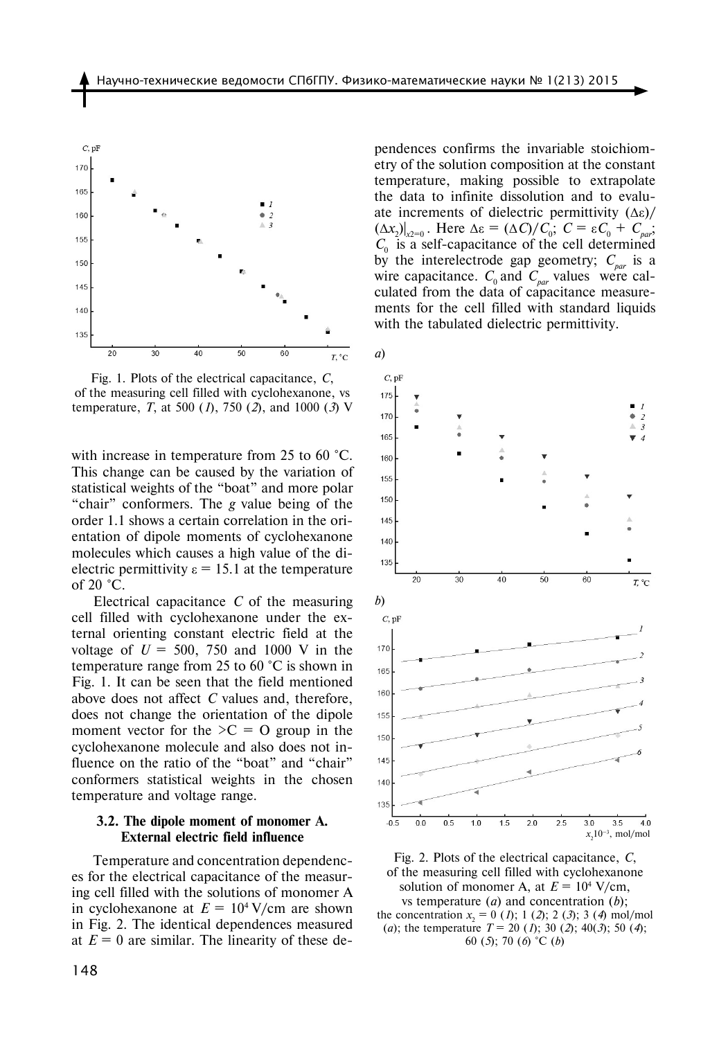Fig. 1. Plots of the electrical capacitance, $C$, of the measuring cell filled with cyclohexanone, vs temperature, $T$, at 500 (*1*), 750 (*2*), and 1000 (*3*) V

with increase in temperature from 25 to 60 °C. This change can be caused by the variation of statistical weights of the "boat" and more polar "chair" conformers. The $g$ value being of the order 1.1 shows a certain correlation in the orientation of dipole moments of cyclohexanone molecules which causes a high value of the dielectric permittivity $\varepsilon = 15.1$ at the temperature of 20 °C.

Electrical capacitance $C$ of the measuring cell filled with cyclohexanone under the external orienting constant electric field at the voltage of $U$ = 500, 750 and 1000 V in the temperature range from 25 to 60 °C is shown in Fig. 1. It can be seen that the field mentioned above does not affect $C$ values and, therefore, does not change the orientation of the dipole moment vector for the >C = O group in the cyclohexanone molecule and also does not influence on the ratio of the "boat" and "chair" conformers statistical weights in the chosen temperature and voltage range.

### 3.2. The dipole moment of monomer A. External electric field influence

Temperature and concentration dependences for the electrical capacitance of the measuring cell filled with the solutions of monomer A in cyclohexanone at $E = 10^4$ V/cm are shown in Fig. 2. The identical dependences measured at $E = 0$ are similar. The linearity of these dependences confirms the invariable stoichiometry of the solution composition at the constant temperature, making possible to extrapolate the data to infinite dissolution and to evaluate increments of dielectric permittivity $(\Delta\varepsilon)/(\Delta x_2)|_{x2=0}$. Here $\Delta\varepsilon = (\Delta C)/C_0$; $C = \varepsilon C_0 + C_{par}$; $C_0$ is a self-capacitance of the cell determined by the interelectrode gap geometry; $C_{par}$ is a wire capacitance. $C_0$ and $C_{par}$ values were calculated from the data of capacitance measurements for the cell filled with standard liquids with the tabulated dielectric permittivity.

Fig. 2. Plots of the electrical capacitance, $C$, of the measuring cell filled with cyclohexanone solution of monomer A, at $E = 10^4$ V/cm, vs temperature (*a*) and concentration (*b*); the concentration $x_2$ = 0 (*1*); 1 (*2*); 2 (*3*); 3 (*4*) mol/mol (*a*); the temperature $T$ = 20 (*1*); 30 (*2*); 40(*3*); 50 (*4*); 60 (*5*); 70 (*6*) °C (*b*)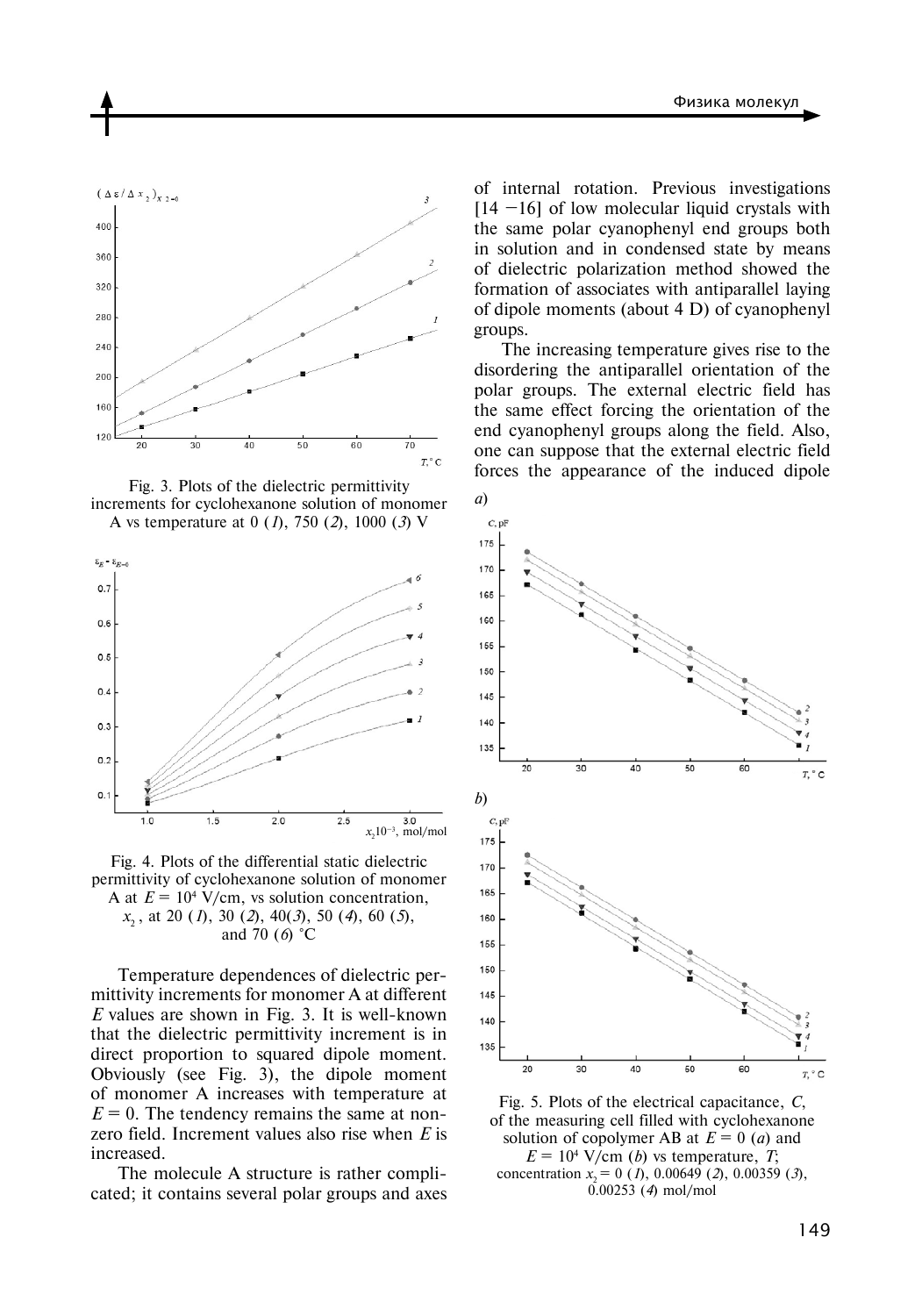Fig. 3. Plots of the dielectric permittivity increments for cyclohexanone solution of monomer A vs temperature at 0 (*1*), 750 (*2*), 1000 (*3*) V

Fig. 4. Plots of the differential static dielectric permittivity of cyclohexanone solution of monomer A at $E = 10^4$ V/cm, vs solution concentration, $x_2$, at 20 (*1*), 30 (*2*), 40(*3*), 50 (*4*), 60 (*5*), and 70 (*6*) °C

Temperature dependences of dielectric permittivity increments for monomer A at different $E$ values are shown in Fig. 3. It is well-known that the dielectric permittivity increment is in direct proportion to squared dipole moment. Obviously (see Fig. 3), the dipole moment of monomer A increases with temperature at $E = 0$. The tendency remains the same at nonzero field. Increment values also rise when $E$ is increased.

The molecule A structure is rather complicated; it contains several polar groups and axes of internal rotation. Previous investigations [14 –16] of low molecular liquid crystals with the same polar cyanophenyl end groups both in solution and in condensed state by means of dielectric polarization method showed the formation of associates with antiparallel laying of dipole moments (about 4 D) of cyanophenyl groups.

The increasing temperature gives rise to the disordering the antiparallel orientation of the polar groups. The external electric field has the same effect forcing the orientation of the end cyanophenyl groups along the field. Also, one can suppose that the external electric field forces the appearance of the induced dipole

Fig. 5. Plots of the electrical capacitance, $C$, of the measuring cell filled with cyclohexanone solution of copolymer AB at $E = 0$ (*a*) and $E = 10^4$ V/cm (*b*) vs temperature, $T$; concentration $x_2 = 0$ (*1*), 0.00649 (*2*), 0.00359 (*3*), 0.00253 (*4*) mol/mol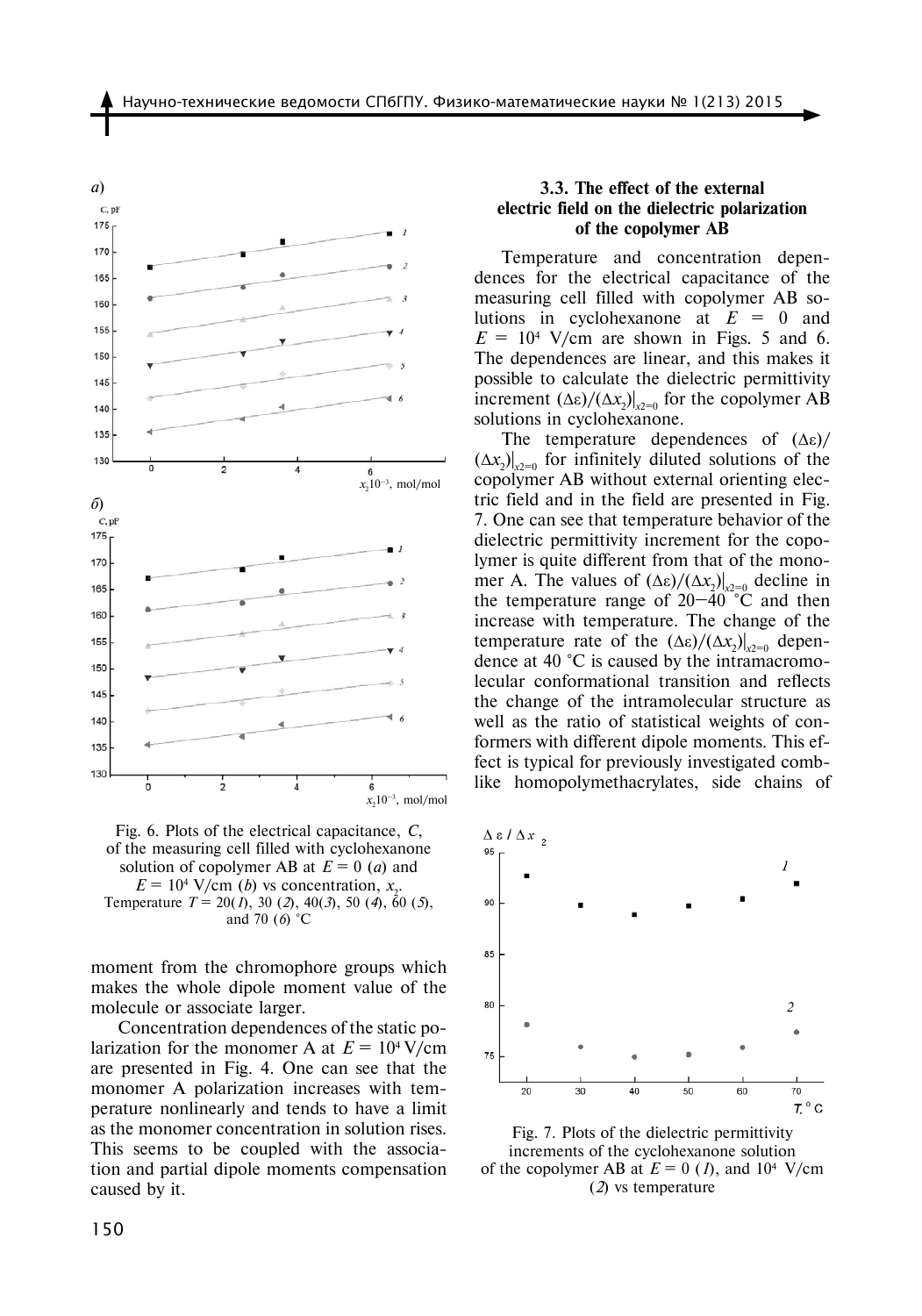Fig. 6. Plots of the electrical capacitance, $C$, of the measuring cell filled with cyclohexanone solution of copolymer AB at $E = 0$ (*a*) and $E = 10^4$ V/cm (*b*) vs concentration, $x_2$. Temperature $T$ = 20(*1*), 30 (*2*), 40(*3*), 50 (*4*), 60 (*5*), and 70 (*6*) °C

moment from the chromophore groups which makes the whole dipole moment value of the molecule or associate larger.

Concentration dependences of the static polarization for the monomer A at $E = 10^4$ V/cm are presented in Fig. 4. One can see that the monomer A polarization increases with temperature nonlinearly and tends to have a limit as the monomer concentration in solution rises. This seems to be coupled with the association and partial dipole moments compensation caused by it.

### 3.3. The effect of the external electric field on the dielectric polarization of the copolymer AB

Temperature and concentration dependences for the electrical capacitance of the measuring cell filled with copolymer AB solutions in cyclohexanone at $E = 0$ and $E = 10^4$ V/cm are shown in Figs. 5 and 6. The dependences are linear, and this makes it possible to calculate the dielectric permittivity increment $(\Delta\varepsilon)/(\Delta x_2)|_{x2=0}$ for the copolymer AB solutions in cyclohexanone.

The temperature dependences of $(\Delta\varepsilon)/(\Delta x_2)|_{x2=0}$ for infinitely diluted solutions of the copolymer AB without external orienting electric field and in the field are presented in Fig. 7. One can see that temperature behavior of the dielectric permittivity increment for the copolymer is quite different from that of the monomer A. The values of $(\Delta\varepsilon)/(\Delta x_2)|_{x2=0}$ decline in the temperature range of 20–40 °C and then increase with temperature. The change of the temperature rate of the $(\Delta\varepsilon)/(\Delta x_2)|_{x2=0}$ dependence at 40 °C is caused by the intramacromolecular conformational transition and reflects the change of the intramolecular structure as well as the ratio of statistical weights of conformers with different dipole moments. This effect is typical for previously investigated comb-like homopolymethacrylates, side chains of

Fig. 7. Plots of the dielectric permittivity increments of the cyclohexanone solution of the copolymer AB at $E = 0$ (*1*), and $10^4$ V/cm (*2*) vs temperature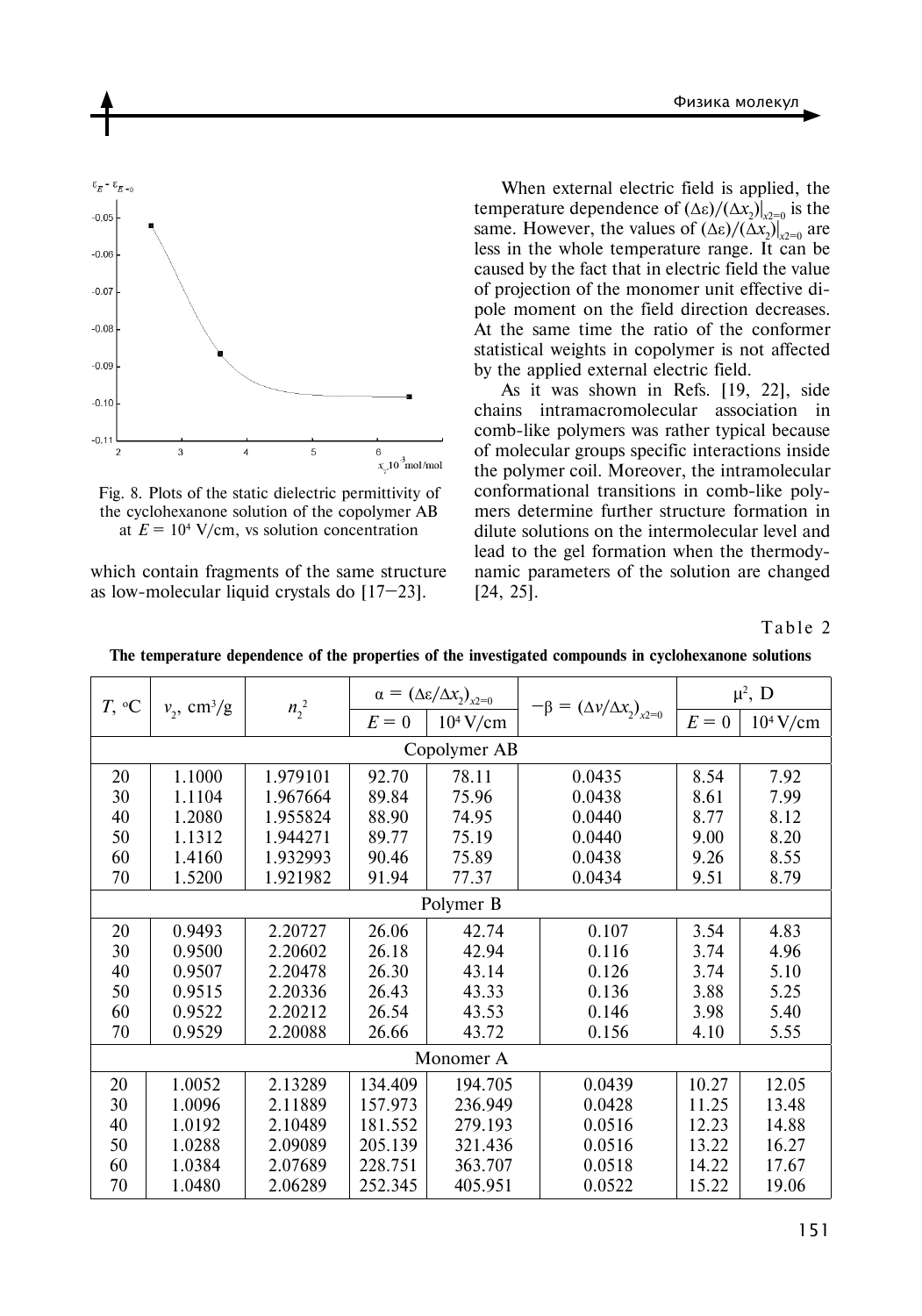Fig. 8. Plots of the static dielectric permittivity of the cyclohexanone solution of the copolymer AB at $E = 10^4$ V/cm, vs solution concentration

which contain fragments of the same structure as low-molecular liquid crystals do [17—23].

When external electric field is applied, the temperature dependence of $(\Delta\varepsilon)/(\Delta x_2)|_{x2=0}$ is the same. However, the values of $(\Delta\varepsilon)/(\Delta x_2)|_{x2=0}$ are less in the whole temperature range. It can be caused by the fact that in electric field the value of projection of the monomer unit effective dipole moment on the field direction decreases. At the same time the ratio of the conformer statistical weights in copolymer is not affected by the applied external electric field.

As it was shown in Refs. [19, 22], side chains intramacromolecular association in comb-like polymers was rather typical because of molecular groups specific interactions inside the polymer coil. Moreover, the intramolecular conformational transitions in comb-like polymers determine further structure formation in dilute solutions on the intermolecular level and lead to the gel formation when the thermodynamic parameters of the solution are changed [24, 25].

Table 2

**The temperature dependence of the properties of the investigated compounds in cyclohexanone solutions**

| $T$, °C | $v_2$, cm³/g | $n_2^2$ | $\alpha = (\Delta\varepsilon/\Delta x_2)_{x2=0}$ | | $-\beta = (\Delta v/\Delta x_2)_{x2=0}$ | $\mu^2$, D | |
|---|---|---|---|---|---|---|---|
| | | | $E = 0$ | $10^4$ V/cm | | $E = 0$ | $10^4$ V/cm |
| Copolymer AB | | | | | | | |
| 20 | 1.1000 | 1.979101 | 92.70 | 78.11 | 0.0435 | 8.54 | 7.92 |
| 30 | 1.1104 | 1.967664 | 89.84 | 75.96 | 0.0438 | 8.61 | 7.99 |
| 40 | 1.2080 | 1.955824 | 88.90 | 74.95 | 0.0440 | 8.77 | 8.12 |
| 50 | 1.1312 | 1.944271 | 89.77 | 75.19 | 0.0440 | 9.00 | 8.20 |
| 60 | 1.4160 | 1.932993 | 90.46 | 75.89 | 0.0438 | 9.26 | 8.55 |
| 70 | 1.5200 | 1.921982 | 91.94 | 77.37 | 0.0434 | 9.51 | 8.79 |
| Polymer B | | | | | | | |
| 20 | 0.9493 | 2.20727 | 26.06 | 42.74 | 0.107 | 3.54 | 4.83 |
| 30 | 0.9500 | 2.20602 | 26.18 | 42.94 | 0.116 | 3.74 | 4.96 |
| 40 | 0.9507 | 2.20478 | 26.30 | 43.14 | 0.126 | 3.74 | 5.10 |
| 50 | 0.9515 | 2.20336 | 26.43 | 43.33 | 0.136 | 3.88 | 5.25 |
| 60 | 0.9522 | 2.20212 | 26.54 | 43.53 | 0.146 | 3.98 | 5.40 |
| 70 | 0.9529 | 2.20088 | 26.66 | 43.72 | 0.156 | 4.10 | 5.55 |
| Monomer A | | | | | | | |
| 20 | 1.0052 | 2.13289 | 134.409 | 194.705 | 0.0439 | 10.27 | 12.05 |
| 30 | 1.0096 | 2.11889 | 157.973 | 236.949 | 0.0428 | 11.25 | 13.48 |
| 40 | 1.0192 | 2.10489 | 181.552 | 279.193 | 0.0516 | 12.23 | 14.88 |
| 50 | 1.0288 | 2.09089 | 205.139 | 321.436 | 0.0516 | 13.22 | 16.27 |
| 60 | 1.0384 | 2.07689 | 228.751 | 363.707 | 0.0518 | 14.22 | 17.67 |
| 70 | 1.0480 | 2.06289 | 252.345 | 405.951 | 0.0522 | 15.22 | 19.06 |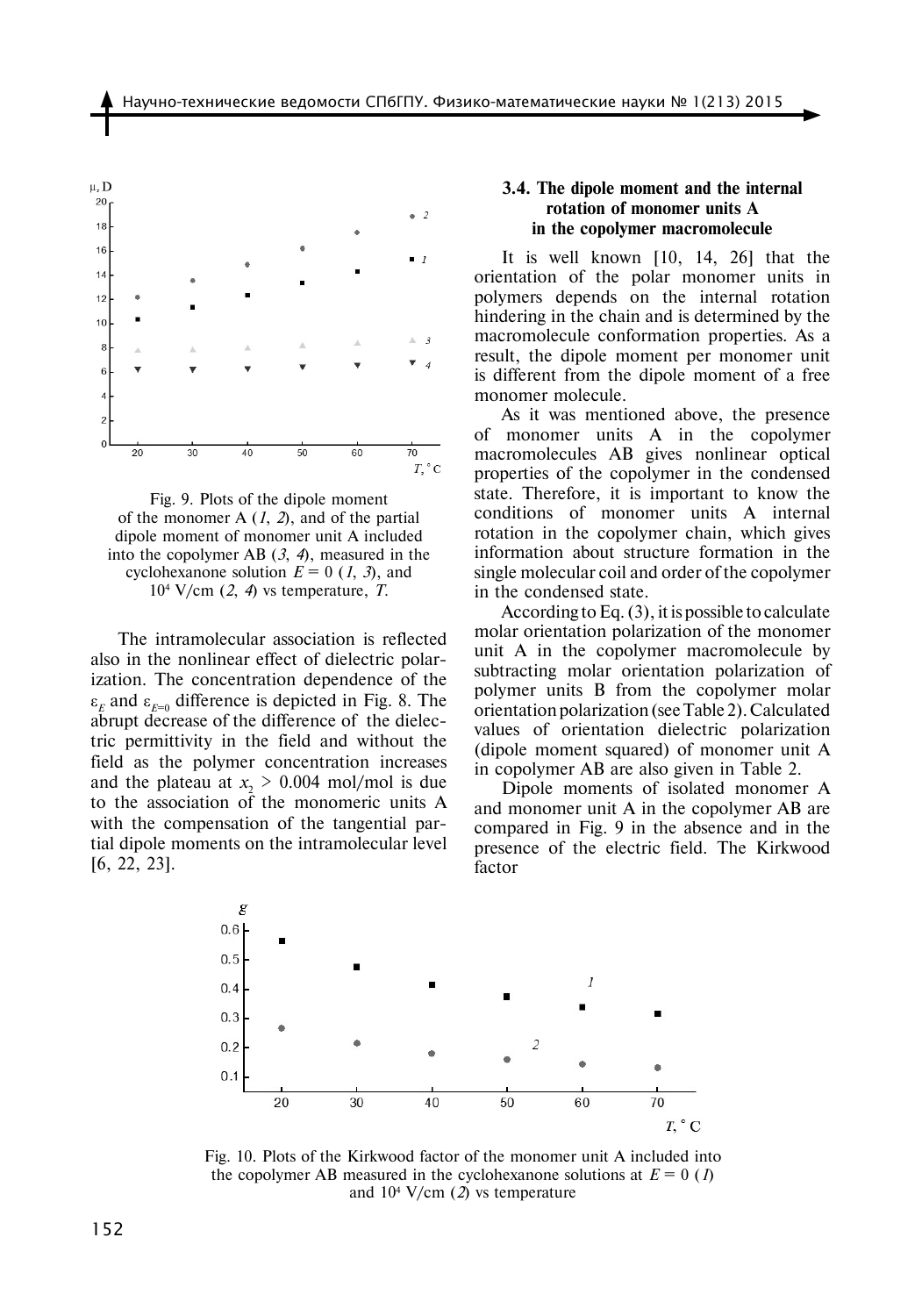Fig. 9. Plots of the dipole moment of the monomer A (*1*, *2*), and of the partial dipole moment of monomer unit A included into the copolymer AB (*3*, *4*), measured in the cyclohexanone solution $E = 0$ (*1*, *3*), and $10^4$ V/cm (*2*, *4*) vs temperature, *T*.

The intramolecular association is reflected also in the nonlinear effect of dielectric polarization. The concentration dependence of the $\varepsilon_E$ and $\varepsilon_{E=0}$ difference is depicted in Fig. 8. The abrupt decrease of the difference of the dielectric permittivity in the field and without the field as the polymer concentration increases and the plateau at $x_2 > 0.004$ mol/mol is due to the association of the monomeric units A with the compensation of the tangential partial dipole moments on the intramolecular level [6, 22, 23].

### 3.4. The dipole moment and the internal rotation of monomer units A in the copolymer macromolecule

It is well known [10, 14, 26] that the orientation of the polar monomer units in polymers depends on the internal rotation hindering in the chain and is determined by the macromolecule conformation properties. As a result, the dipole moment per monomer unit is different from the dipole moment of a free monomer molecule.

As it was mentioned above, the presence of monomer units A in the copolymer macromolecules AB gives nonlinear optical properties of the copolymer in the condensed state. Therefore, it is important to know the conditions of monomer units A internal rotation in the copolymer chain, which gives information about structure formation in the single molecular coil and order of the copolymer in the condensed state.

According to Eq. (3), it is possible to calculate molar orientation polarization of the monomer unit A in the copolymer macromolecule by subtracting molar orientation polarization of polymer units B from the copolymer molar orientation polarization (see Table 2). Calculated values of orientation dielectric polarization (dipole moment squared) of monomer unit A in copolymer AB are also given in Table 2.

Dipole moments of isolated monomer A and monomer unit A in the copolymer AB are compared in Fig. 9 in the absence and in the presence of the electric field. The Kirkwood factor

Fig. 10. Plots of the Kirkwood factor of the monomer unit A included into the copolymer AB measured in the cyclohexanone solutions at $E = 0$ (*1*) and $10^4$ V/cm (*2*) vs temperature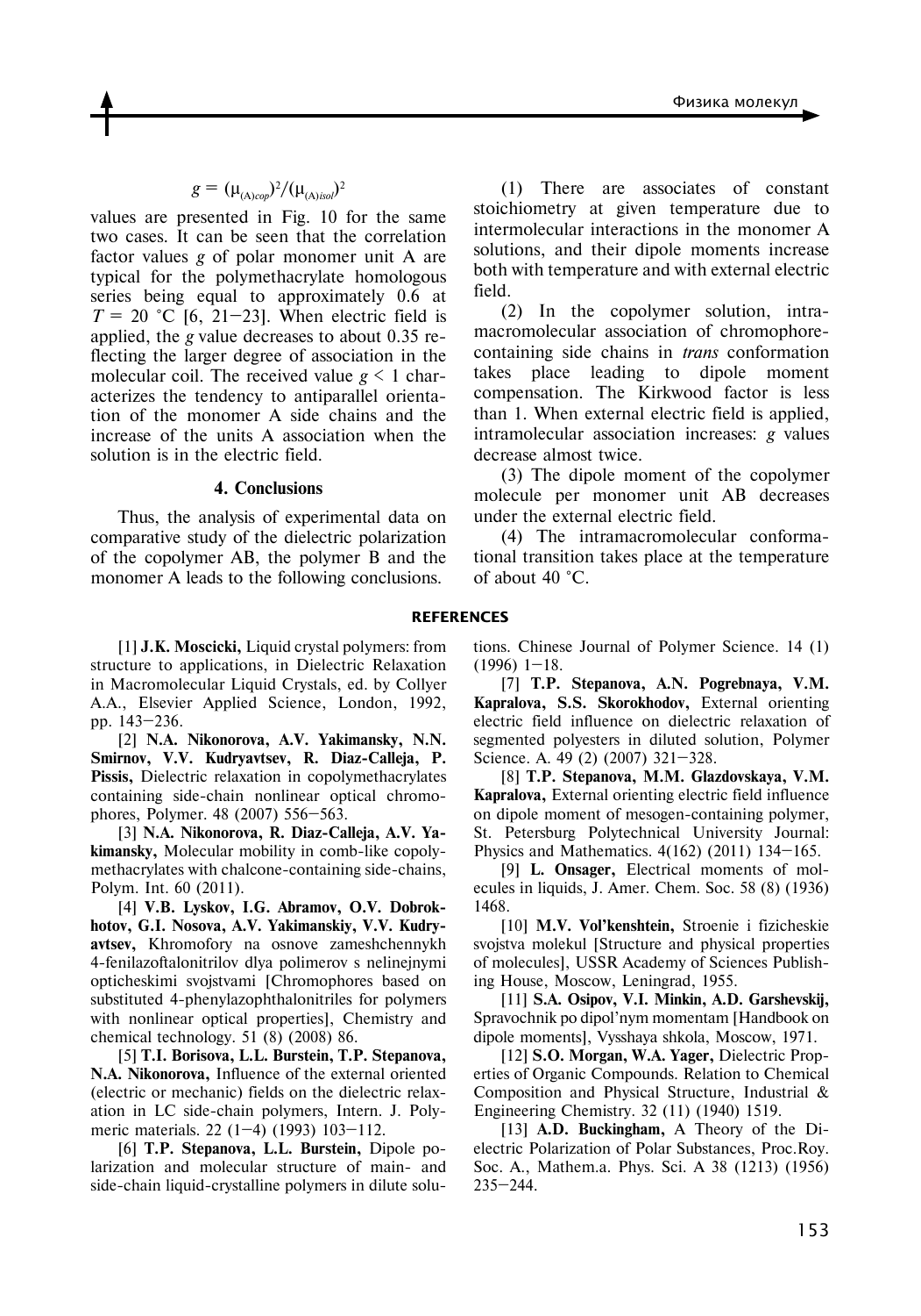$$g = (\mu_{(A)cop})^2/(\mu_{(A)isol})^2$$

values are presented in Fig. 10 for the same two cases. It can be seen that the correlation factor values $g$ of polar monomer unit A are typical for the polymethacrylate homologous series being equal to approximately 0.6 at $T$ = 20 °C [6, 21–23]. When electric field is applied, the $g$ value decreases to about 0.35 reflecting the larger degree of association in the molecular coil. The received value $g < 1$ characterizes the tendency to antiparallel orientation of the monomer A side chains and the increase of the units A association when the solution is in the electric field.

## 4. Conclusions

Thus, the analysis of experimental data on comparative study of the dielectric polarization of the copolymer AB, the polymer B and the monomer A leads to the following conclusions.

(1) There are associates of constant stoichiometry at given temperature due to intermolecular interactions in the monomer A solutions, and their dipole moments increase both with temperature and with external electric field.

(2) In the copolymer solution, intramacromolecular association of chromophore-containing side chains in *trans* conformation takes place leading to dipole moment compensation. The Kirkwood factor is less than 1. When external electric field is applied, intramolecular association increases: $g$ values decrease almost twice.

(3) The dipole moment of the copolymer molecule per monomer unit AB decreases under the external electric field.

(4) The intramacromolecular conformational transition takes place at the temperature of about 40 °C.

## REFERENCES

[1] **J.K. Moscicki,** Liquid crystal polymers: from structure to applications, in Dielectric Relaxation in Macromolecular Liquid Crystals, ed. by Collyer A.A., Elsevier Applied Science, London, 1992, pp. 143–236.

[2] **N.A. Nikonorova, A.V. Yakimansky, N.N. Smirnov, V.V. Kudryavtsev, R. Diaz-Calleja, P. Pissis,** Dielectric relaxation in copolymethacrylates containing side-chain nonlinear optical chromophores, Polymer. 48 (2007) 556–563.

[3] **N.A. Nikonorova, R. Diaz-Calleja, A.V. Yakimansky,** Molecular mobility in comb-like copolymethacrylates with chalcone-containing side-chains, Polym. Int. 60 (2011).

[4] **V.B. Lyskov, I.G. Abramov, O.V. Dobrokhotov, G.I. Nosova, A.V. Yakimanskiy, V.V. Kudryavtsev,** Khromofory na osnove zameshchennykh 4-fenilazoftalonitrilov dlya polimerov s nelinejnymi opticheskimi svojstvami [Chromophores based on substituted 4-phenylazophthalonitriles for polymers with nonlinear optical properties], Chemistry and chemical technology. 51 (8) (2008) 86.

[5] **T.I. Borisova, L.L. Burstein, T.P. Stepanova, N.A. Nikonorova,** Influence of the external oriented (electric or mechanic) fields on the dielectric relaxation in LC side-chain polymers, Intern. J. Polymeric materials. 22 (1–4) (1993) 103–112.

[6] **T.P. Stepanova, L.L. Burstein,** Dipole polarization and molecular structure of main- and side-chain liquid-crystalline polymers in dilute solutions. Chinese Journal of Polymer Science. 14 (1) (1996) 1–18.

[7] **T.P. Stepanova, A.N. Pogrebnaya, V.M. Kapralova, S.S. Skorokhodov,** External orienting electric field influence on dielectric relaxation of segmented polyesters in diluted solution, Polymer Science. A. 49 (2) (2007) 321–328.

[8] **T.P. Stepanova, M.M. Glazdovskaya, V.M. Kapralova,** External orienting electric field influence on dipole moment of mesogen-containing polymer, St. Petersburg Polytechnical University Journal: Physics and Mathematics. 4(162) (2011) 134–165.

[9] **L. Onsager,** Electrical moments of molecules in liquids, J. Amer. Chem. Soc. 58 (8) (1936) 1468.

[10] **M.V. Vol'kenshtein,** Stroenie i fizicheskie svojstva molekul [Structure and physical properties of molecules], USSR Academy of Sciences Publishing House, Moscow, Leningrad, 1955.

[11] **S.A. Osipov, V.I. Minkin, A.D. Garshevskij,** Spravochnik po dipol'nym momentam [Handbook on dipole moments], Vysshaya shkola, Moscow, 1971.

[12] **S.O. Morgan, W.A. Yager,** Dielectric Properties of Organic Compounds. Relation to Chemical Composition and Physical Structure, Industrial & Engineering Chemistry. 32 (11) (1940) 1519.

[13] **A.D. Buckingham,** A Theory of the Dielectric Polarization of Polar Substances, Proc.Roy. Soc. A., Mathem.a. Phys. Sci. A 38 (1213) (1956) 235–244.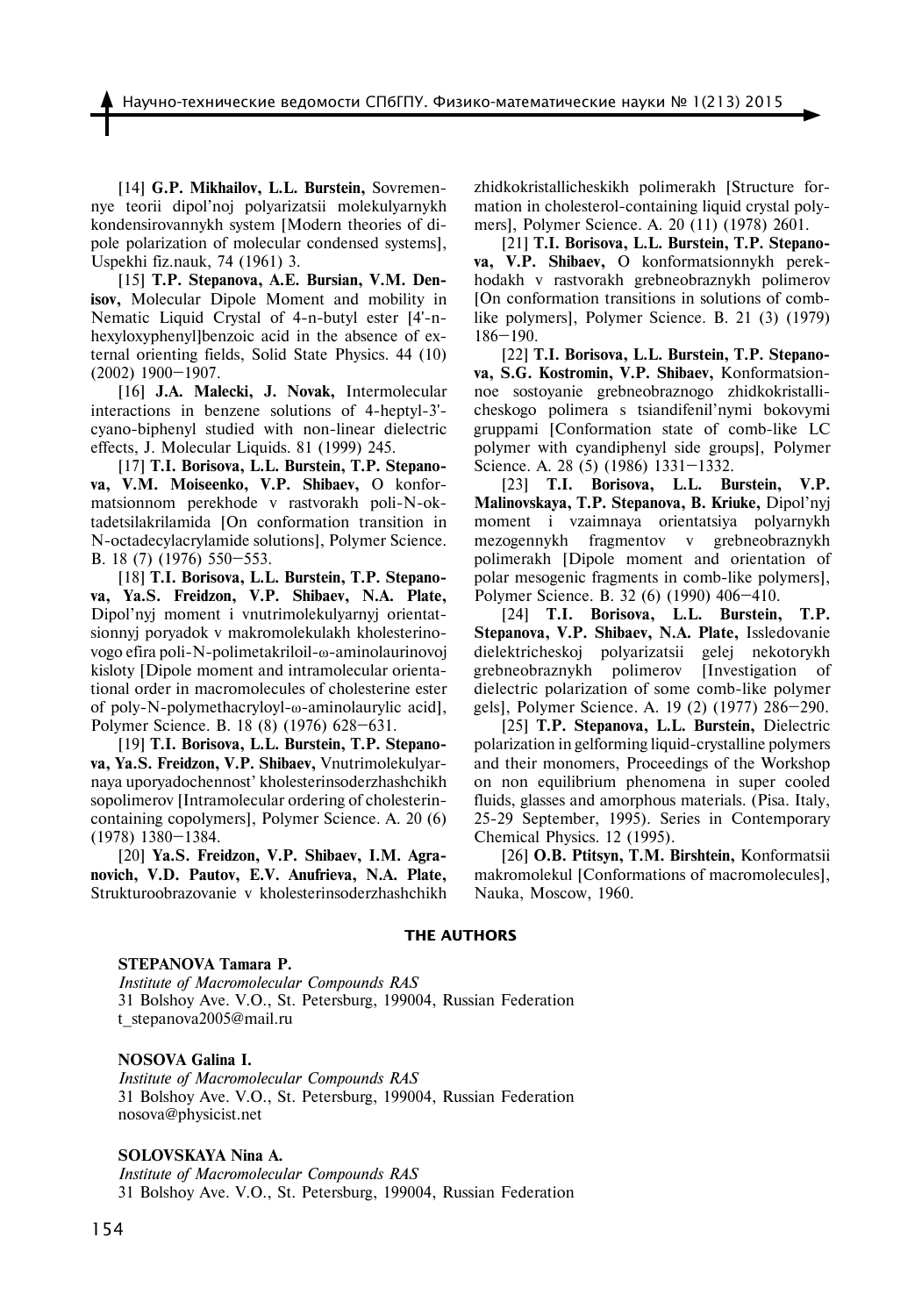[14] **G.P. Mikhailov, L.L. Burstein,** Sovremennye teorii dipol'noj polyarizatsii molekulyarnykh kondensirovannykh system [Modern theories of dipole polarization of molecular condensed systems], Uspekhi fiz.nauk, 74 (1961) 3.

[15] **T.P. Stepanova, A.E. Bursian, V.M. Denisov,** Molecular Dipole Moment and mobility in Nematic Liquid Crystal of 4-n-butyl ester [4'-n-hexyloxyphenyl]benzoic acid in the absence of external orienting fields, Solid State Physics. 44 (10) (2002) 1900–1907.

[16] **J.A. Malecki, J. Novak,** Intermolecular interactions in benzene solutions of 4-heptyl-3'-cyano-biphenyl studied with non-linear dielectric effects, J. Molecular Liquids. 81 (1999) 245.

[17] **T.I. Borisova, L.L. Burstein, T.P. Stepanova, V.M. Moiseenko, V.P. Shibaev,** O konformatsionnom perekhode v rastvorakh poli-N-oktadetsilakrilamida [On conformation transition in N-octadecylacrylamide solutions], Polymer Science. B. 18 (7) (1976) 550–553.

[18] **T.I. Borisova, L.L. Burstein, T.P. Stepanova, Ya.S. Freidzon, V.P. Shibaev, N.A. Plate,** Dipol'nyj moment i vnutrimolekulyarnyj orientatsionnyj poryadok v makromolekulakh kholesterinovogo efira poli-N-polimetakriloil-ω-aminolaurinovoj kisloty [Dipole moment and intramolecular orientational order in macromolecules of cholesterine ester of poly-N-polymethacryloyl-ω-aminolaurylic acid], Polymer Science. B. 18 (8) (1976) 628–631.

[19] **T.I. Borisova, L.L. Burstein, T.P. Stepanova, Ya.S. Freidzon, V.P. Shibaev,** Vnutrimolekulyarnaya uporyadochennost' kholesterinsoderzhashchikh sopolimerov [Intramolecular ordering of cholesterin-containing copolymers], Polymer Science. A. 20 (6) (1978) 1380–1384.

[20] **Ya.S. Freidzon, V.P. Shibaev, I.M. Agranovich, V.D. Pautov, E.V. Anufrieva, N.A. Plate,** Strukturoobrazovanie v kholesterinsoderzhashchikh zhidkokristallicheskikh polimerakh [Structure formation in cholesterol-containing liquid crystal polymers], Polymer Science. A. 20 (11) (1978) 2601.

[21] **T.I. Borisova, L.L. Burstein, T.P. Stepanova, V.P. Shibaev,** O konformatsionnykh perekhodakh v rastvorakh grebneobraznykh polimerov [On conformation transitions in solutions of comb-like polymers], Polymer Science. B. 21 (3) (1979) 186–190.

[22] **T.I. Borisova, L.L. Burstein, T.P. Stepanova, S.G. Kostromin, V.P. Shibaev,** Konformatsionnoe sostoyanie grebneobraznogo zhidkokristallicheskogo polimera s tsiandifenil'nymi bokovymi gruppami [Conformation state of comb-like LC polymer with cyandiphenyl side groups], Polymer Science. A. 28 (5) (1986) 1331–1332.

[23] **T.I. Borisova, L.L. Burstein, V.P. Malinovskaya, T.P. Stepanova, B. Kriuke,** Dipol'nyj moment i vzaimnaya orientatsiya polyarnykh mezogennykh fragmentov v grebneobraznykh polimerakh [Dipole moment and orientation of polar mesogenic fragments in comb-like polymers], Polymer Science. B. 32 (6) (1990) 406–410.

[24] **T.I. Borisova, L.L. Burstein, T.P. Stepanova, V.P. Shibaev, N.A. Plate,** Issledovanie dielektricheskoj polyarizatsii gelej nekotorykh grebneobraznykh polimerov [Investigation of dielectric polarization of some comb-like polymer gels], Polymer Science. A. 19 (2) (1977) 286–290.

[25] **T.P. Stepanova, L.L. Burstein,** Dielectric polarization in gelforming liquid-crystalline polymers and their monomers, Proceedings of the Workshop on non equilibrium phenomena in super cooled fluids, glasses and amorphous materials. (Pisa. Italy, 25-29 September, 1995). Series in Contemporary Chemical Physics. 12 (1995).

[26] **O.B. Ptitsyn, T.M. Birshtein,** Konformatsii makromolekul [Conformations of macromolecules], Nauka, Moscow, 1960.

## THE AUTHORS

**STEPANOVA Tamara P.**
*Institute of Macromolecular Compounds RAS*
31 Bolshoy Ave. V.O., St. Petersburg, 199004, Russian Federation
t_stepanova2005@mail.ru

**NOSOVA Galina I.**
*Institute of Macromolecular Compounds RAS*
31 Bolshoy Ave. V.O., St. Petersburg, 199004, Russian Federation
nosova@physicist.net

**SOLOVSKAYA Nina A.**
*Institute of Macromolecular Compounds RAS*
31 Bolshoy Ave. V.O., St. Petersburg, 199004, Russian Federation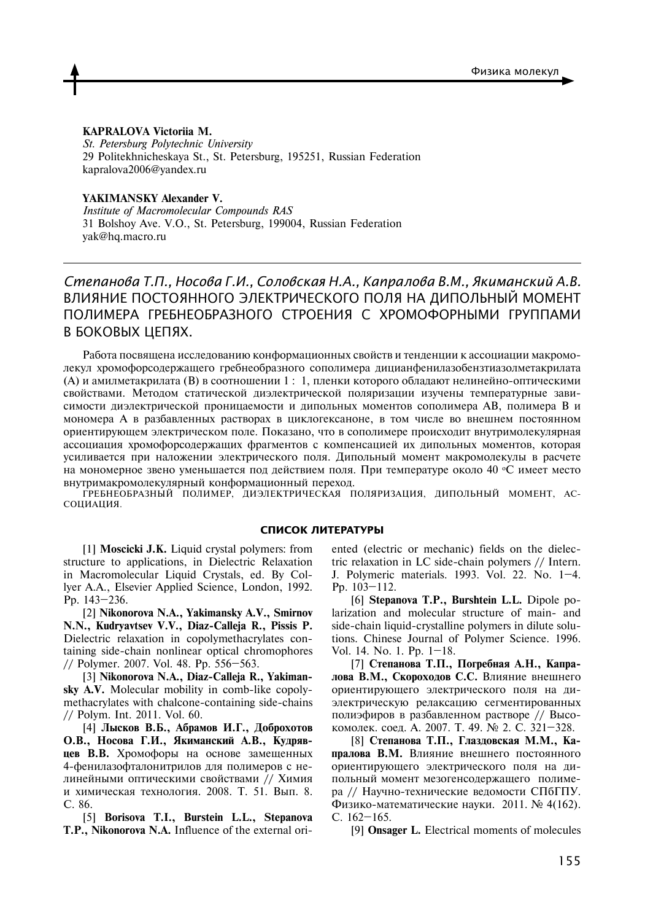**KAPRALOVA Victoriia M.**
*St. Petersburg Polytechnic University*
29 Politekhnicheskaya St., St. Petersburg, 195251, Russian Federation
kapralova2006@yandex.ru

**YAKIMANSKY Alexander V.**
*Institute of Macromolecular Compounds RAS*
31 Bolshoy Ave. V.O., St. Petersburg, 199004, Russian Federation
yak@hq.macro.ru

---

*Степанова Т.П., Носова Г.И., Соловская Н.А., Капралова В.М., Якиманский А.В.*
ВЛИЯНИЕ ПОСТОЯННОГО ЭЛЕКТРИЧЕСКОГО ПОЛЯ НА ДИПОЛЬНЫЙ МОМЕНТ ПОЛИМЕРА ГРЕБНЕОБРАЗНОГО СТРОЕНИЯ С ХРОМОФОРНЫМИ ГРУППАМИ В БОКОВЫХ ЦЕПЯХ.

Работа посвящена исследованию конформационных свойств и тенденции к ассоциации макромолекул хромофорсодержащего гребнеобразного сополимера дицианфенилазобензтиазолметакрилата (А) и амилметакрилата (В) в соотношении 1 : 1, пленки которого обладают нелинейно-оптическими свойствами. Методом статической диэлектрической поляризации изучены температурные зависимости диэлектрической проницаемости и дипольных моментов сополимера АВ, полимера В и мономера А в разбавленных растворах в циклогексаноне, в том числе во внешнем постоянном ориентирующем электрическом поле. Показано, что в сополимере происходит внутримолекулярная ассоциация хромофорсодержащих фрагментов с компенсацией их дипольных моментов, которая усиливается при наложении электрического поля. Дипольный момент макромолекулы в расчете на мономерное звено уменьшается под действием поля. При температуре около 40 °С имеет место внутримакромолекулярный конформационный переход.

ГРЕБНЕОБРАЗНЫЙ ПОЛИМЕР, ДИЭЛЕКТРИЧЕСКАЯ ПОЛЯРИЗАЦИЯ, ДИПОЛЬНЫЙ МОМЕНТ, АССОЦИАЦИЯ.

## СПИСОК ЛИТЕРАТУРЫ

[1] **Moscicki J.K.** Liquid crystal polymers: from structure to applications, in Dielectric Relaxation in Macromolecular Liquid Crystals, ed. By Collyer A.A., Elsevier Applied Science, London, 1992. Pp. 143–236.

[2] **Nikonorova N.A., Yakimansky A.V., Smirnov N.N., Kudryavtsev V.V., Diaz-Calleja R., Pissis P.** Dielectric relaxation in copolymethacrylates containing side-chain nonlinear optical chromophores // Polymer. 2007. Vol. 48. Pp. 556–563.

[3] **Nikonorova N.A., Diaz-Calleja R., Yakimansky A.V.** Molecular mobility in comb-like copolymethacrylates with chalcone-containing side-chains // Polym. Int. 2011. Vol. 60.

[4] **Лысков В.Б., Абрамов И.Г., Доброхотов О.В., Носова Г.И., Якиманский А.В., Кудрявцев В.В.** Хромофоры на основе замещенных 4-фенилазофталонитрилов для полимеров с нелинейными оптическими свойствами // Химия и химическая технология. 2008. Т. 51. Вып. 8. С. 86.

[5] **Borisova T.I., Burstein L.L., Stepanova T.P., Nikonorova N.A.** Influence of the external oriented (electric or mechanic) fields on the dielectric relaxation in LC side-chain polymers // Intern. J. Polymeric materials. 1993. Vol. 22. No. 1–4. Pp. 103–112.

[6] **Stepanova T.P., Burshtein L.L.** Dipole polarization and molecular structure of main- and side-chain liquid-crystalline polymers in dilute solutions. Chinese Journal of Polymer Science. 1996. Vol. 14. No. 1. Pp. 1–18.

[7] **Степанова Т.П., Погребная А.Н., Капралова В.М., Скороходов С.С.** Влияние внешнего ориентирующего электрического поля на диэлектрическую релаксацию сегментированных полиэфиров в разбавленном растворе // Высокомолек. соед. А. 2007. Т. 49. № 2. С. 321–328.

[8] **Степанова Т.П., Глаздовская М.М., Капралова В.М.** Влияние внешнего постоянного ориентирующего электрического поля на дипольный момент мезогенсодержащего полимера // Научно-технические ведомости СПбГПУ. Физико-математические науки. 2011. № 4(162). С. 162–165.

[9] **Onsager L.** Electrical moments of molecules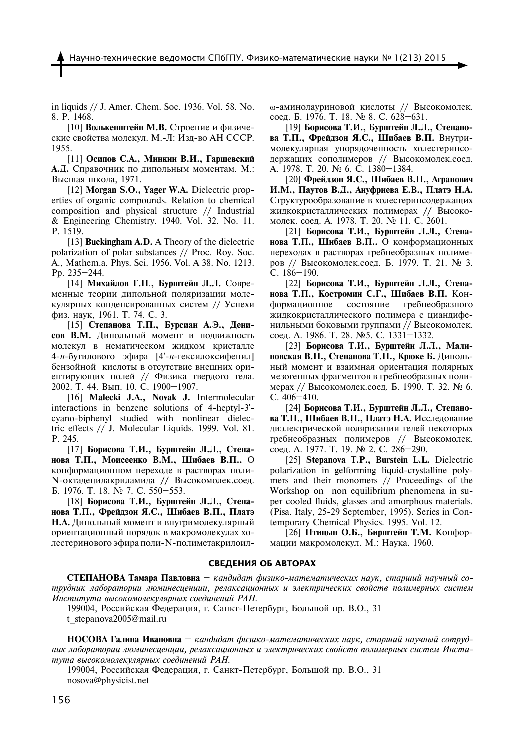in liquids // J. Amer. Chem. Soc. 1936. Vol. 58. No. 8. P. 1468.

[10] **Волькенштейн М.В.** Строение и физические свойства молекул. М.-Л: Изд-во АН СССР. 1955.

[11] **Осипов С.А., Минкин В.И., Гаршевский А.Д.** Справочник по дипольным моментам. М.: Высшая школа, 1971.

[12] **Morgan S.O., Yager W.A.** Dielectric properties of organic compounds. Relation to chemical composition and physical structure // Industrial & Engineering Chemistry. 1940. Vol. 32. No. 11. P. 1519.

[13] **Buckingham A.D.** A Theory of the dielectric polarization of polar substances // Proc. Roy. Soc. A., Mathem.a. Phys. Sci. 1956. Vol. A 38. No. 1213. Pp. 235–244.

[14] **Михайлов Г.П., Бурштейн Л.Л.** Современные теории дипольной поляризации молекулярных конденсированных систем // Успехи физ. наук, 1961. Т. 74. С. 3.

[15] **Степанова Т.П., Бурсиан А.Э., Денисов В.М.** Дипольный момент и подвижность молекул в нематическом жидком кристалле 4-*н*-бутилового эфира [4'-*н*-гексилоксифенил] бензойной кислоты в отсутствие внешних ориентирующих полей // Физика твердого тела. 2002. Т. 44. Вып. 10. С. 1900–1907.

[16] **Malecki J.A., Novak J.** Intermolecular interactions in benzene solutions of 4-heptyl-3'-cyano-biphenyl studied with nonlinear dielectric effects // J. Molecular Liquids. 1999. Vol. 81. P. 245.

[17] **Борисова Т.И., Бурштейн Л.Л., Степанова Т.П., Моисеенко В.М., Шибаев В.П..** О конформационном переходе в растворах поли-N-октадецилакриламида // Высокомолек.соед. Б. 1976. Т. 18. № 7. С. 550–553.

[18] **Борисова Т.И., Бурштейн Л.Л., Степанова Т.П., Фрейдзон Я.С., Шибаев В.П., Платэ Н.А.** Дипольный момент и внутримолекулярный ориентационный порядок в макромолекулах холестеринового эфира поли-N-полиметакрилоил-ω-аминолауриновой кислоты // Высокомолек. соед. Б. 1976. Т. 18. № 8. С. 628–631.

[19] **Борисова Т.И., Бурштейн Л.Л., Степанова Т.П., Фрейдзон Я.С., Шибаев В.П.** Внутримолекулярная упорядоченность холестеринсодержащих сополимеров // Высокомолек.соед. А. 1978. Т. 20. № 6. С. 1380–1384.

[20] **Фрейдзон Я.С., Шибаев В.П., Агранович И.М., Паутов В.Д., Ануфриева Е.В., Платэ Н.А.** Структурообразование в холестеринсодержащих жидкокристаллических полимерах // Высокомолек. соед. А. 1978. Т. 20. № 11. С. 2601.

[21] **Борисова Т.И., Бурштейн Л.Л., Степанова Т.П., Шибаев В.П..** О конформационных переходах в растворах гребнеобразных полимеров // Высокомолек.соед. Б. 1979. Т. 21. № 3. С. 186–190.

[22] **Борисова Т.И., Бурштейн Л.Л., Степанова Т.П., Костромин С.Г., Шибаев В.П.** Конформационное состояние гребнеобразного жидкокристаллического полимера с циандифенильными боковыми группами // Высокомолек. соед. А. 1986. Т. 28. №5. С. 1331–1332.

[23] **Борисова Т.И., Бурштейн Л.Л., Малиновская В.П., Степанова Т.П., Крюке Б.** Дипольный момент и взаимная ориентация полярных мезогенных фрагментов в гребнеобразных полимерах // Высокомолек.соед. Б. 1990. Т. 32. № 6. С. 406–410.

[24] **Борисова Т.И., Бурштейн Л.Л., Степанова Т.П., Шибаев В.П., Платэ Н.А.** Исследование диэлектрической поляризации гелей некоторых гребнеобразных полимеров // Высокомолек. соед. А. 1977. Т. 19. № 2. С. 286–290.

[25] **Stepanova T.P., Burstein L.L.** Dielectric polarization in gelforming liquid-crystalline polymers and their monomers // Proceedings of the Workshop on non equilibrium phenomena in super cooled fluids, glasses and amorphous materials. (Pisa. Italy, 25-29 September, 1995). Series in Contemporary Chemical Physics. 1995. Vol. 12.

[26] **Птицын О.Б., Бирштейн Т.М.** Конформации макромолекул. М.: Наука. 1960.

## СВЕДЕНИЯ ОБ АВТОРАХ

**СТЕПАНОВА Тамара Павловна** – *кандидат физико-математических наук, старший научный сотрудник лаборатории люминесценции, релаксационных и электрических свойств полимерных систем Института высокомолекулярных соединений РАН.*

199004, Российская Федерация, г. Санкт-Петербург, Большой пр. В.О., 31

t_stepanova2005@mail.ru

**НОСОВА Галина Ивановна** – *кандидат физико-математических наук, старший научный сотрудник лаборатории люминесценции, релаксационных и электрических свойств полимерных систем Института высокомолекулярных соединений РАН.*

199004, Российская Федерация, г. Санкт-Петербург, Большой пр. В.О., 31

nosova@physicist.net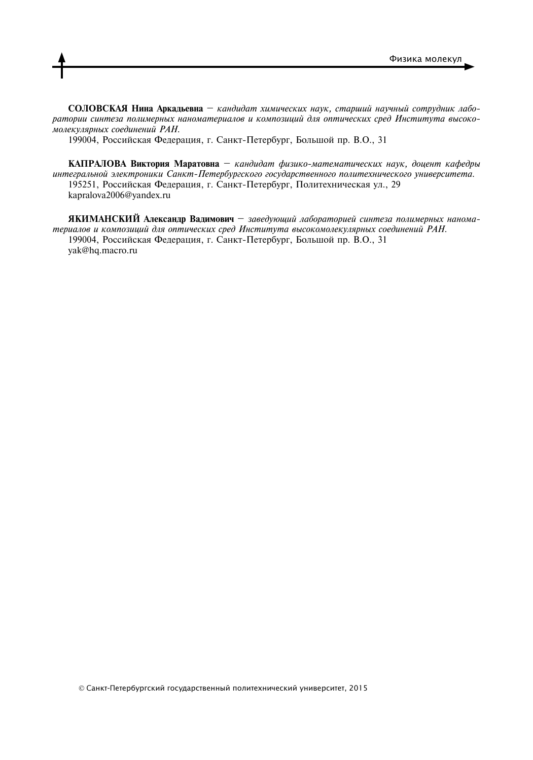**СОЛОВСКАЯ Нина Аркадьевна** – *кандидат химических наук, старший научный сотрудник лаборатории синтеза полимерных наноматериалов и композиций для оптических сред Института высокомолекулярных соединений РАН.*

199004, Российская Федерация, г. Санкт-Петербург, Большой пр. В.О., 31

**КАПРАЛОВА Виктория Маратовна** – *кандидат физико-математических наук, доцент кафедры интегральной электроники Санкт-Петербургского государственного политехнического университета.*

195251, Российская Федерация, г. Санкт-Петербург, Политехническая ул., 29

kapralova2006@yandex.ru

**ЯКИМАНСКИЙ Александр Вадимович** – *заведующий лабораторией синтеза полимерных наноматериалов и композиций для оптических сред Института высокомолекулярных соединений РАН.*

199004, Российская Федерация, г. Санкт-Петербург, Большой пр. В.О., 31

yak@hq.macro.ru

© Санкт-Петербургский государственный политехнический университет, 2015